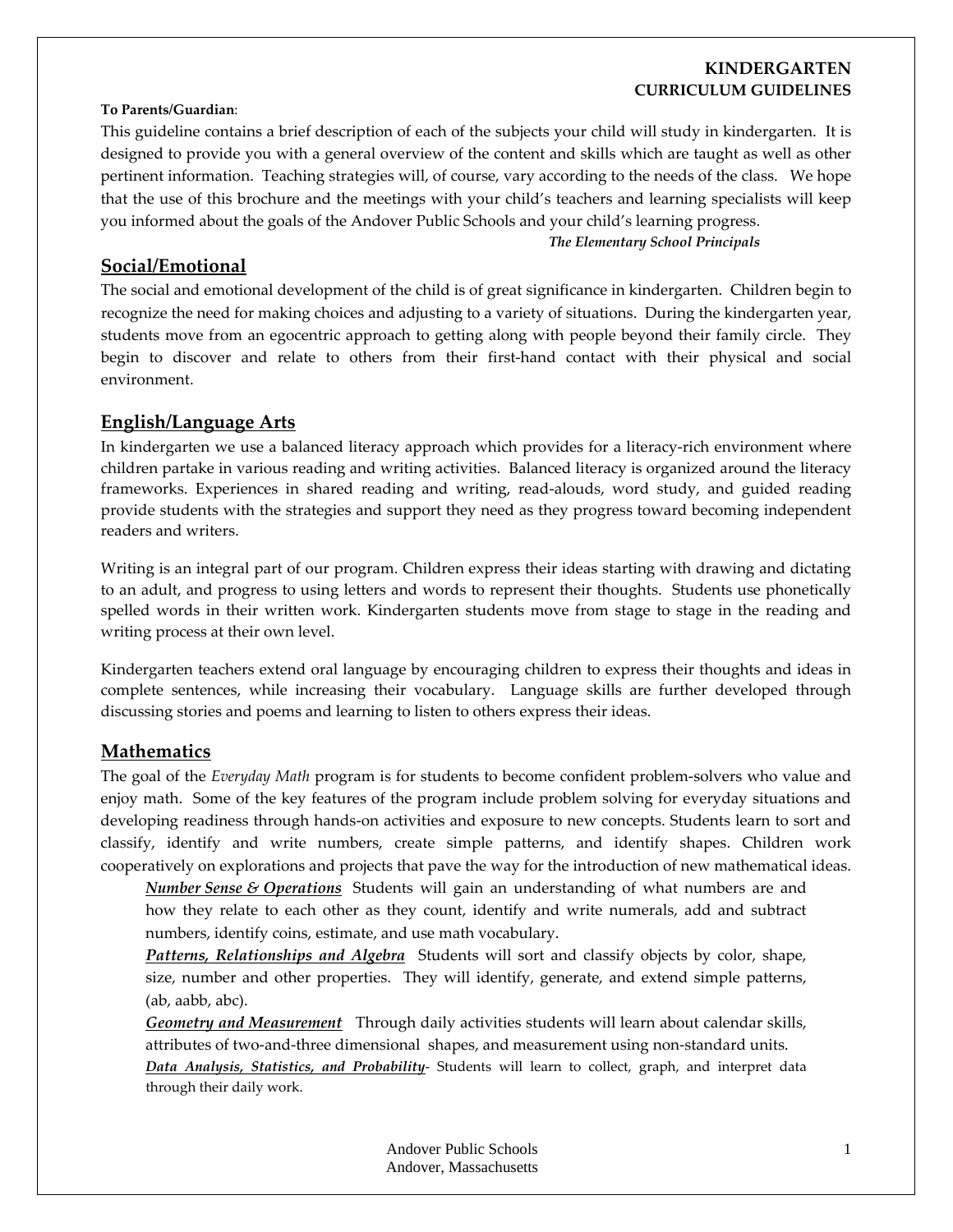**KINDERGARTEN**
**CURRICULUM GUIDELINES**

**To Parents/Guardian**:

This guideline contains a brief description of each of the subjects your child will study in kindergarten. It is designed to provide you with a general overview of the content and skills which are taught as well as other pertinent information. Teaching strategies will, of course, vary according to the needs of the class. We hope that the use of this brochure and the meetings with your child's teachers and learning specialists will keep you informed about the goals of the Andover Public Schools and your child's learning progress.

***The Elementary School Principals***

## Social/Emotional

The social and emotional development of the child is of great significance in kindergarten. Children begin to recognize the need for making choices and adjusting to a variety of situations. During the kindergarten year, students move from an egocentric approach to getting along with people beyond their family circle. They begin to discover and relate to others from their first-hand contact with their physical and social environment.

## English/Language Arts

In kindergarten we use a balanced literacy approach which provides for a literacy-rich environment where children partake in various reading and writing activities. Balanced literacy is organized around the literacy frameworks. Experiences in shared reading and writing, read-alouds, word study, and guided reading provide students with the strategies and support they need as they progress toward becoming independent readers and writers.

Writing is an integral part of our program. Children express their ideas starting with drawing and dictating to an adult, and progress to using letters and words to represent their thoughts. Students use phonetically spelled words in their written work. Kindergarten students move from stage to stage in the reading and writing process at their own level.

Kindergarten teachers extend oral language by encouraging children to express their thoughts and ideas in complete sentences, while increasing their vocabulary. Language skills are further developed through discussing stories and poems and learning to listen to others express their ideas.

## Mathematics

The goal of the *Everyday Math* program is for students to become confident problem-solvers who value and enjoy math. Some of the key features of the program include problem solving for everyday situations and developing readiness through hands-on activities and exposure to new concepts. Students learn to sort and classify, identify and write numbers, create simple patterns, and identify shapes. Children work cooperatively on explorations and projects that pave the way for the introduction of new mathematical ideas.

***Number Sense & Operations*** Students will gain an understanding of what numbers are and how they relate to each other as they count, identify and write numerals, add and subtract numbers, identify coins, estimate, and use math vocabulary.

***Patterns, Relationships and Algebra*** Students will sort and classify objects by color, shape, size, number and other properties. They will identify, generate, and extend simple patterns, (ab, aabb, abc).

***Geometry and Measurement*** Through daily activities students will learn about calendar skills, attributes of two-and-three dimensional shapes, and measurement using non-standard units.

***Data Analysis, Statistics, and Probability***- Students will learn to collect, graph, and interpret data through their daily work.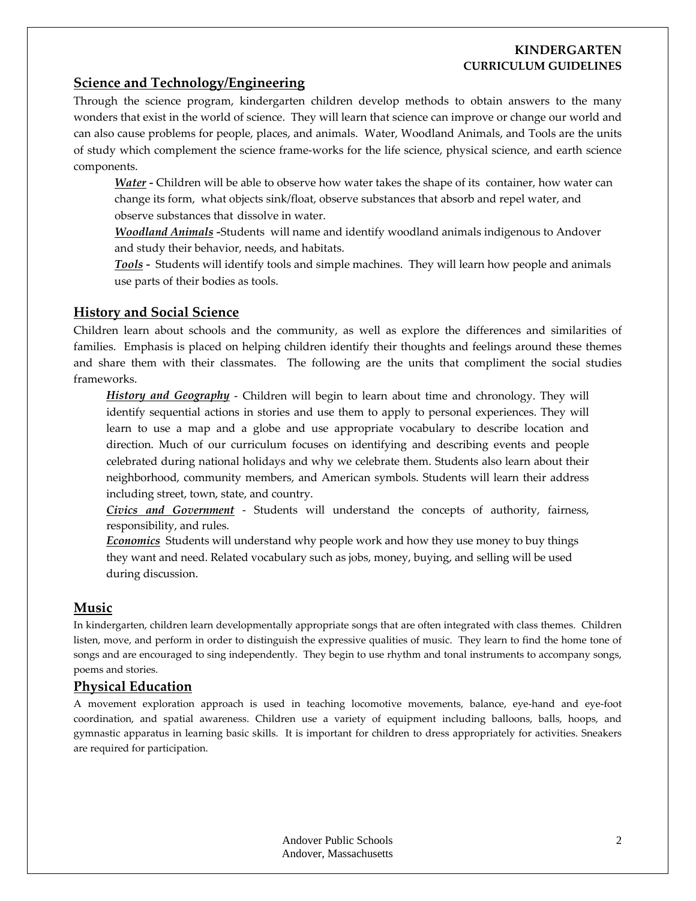## Science and Technology/Engineering

Through the science program, kindergarten children develop methods to obtain answers to the many wonders that exist in the world of science. They will learn that science can improve or change our world and can also cause problems for people, places, and animals. Water, Woodland Animals, and Tools are the units of study which complement the science frame-works for the life science, physical science, and earth science components.

***Water*** - Children will be able to observe how water takes the shape of its container, how water can change its form, what objects sink/float, observe substances that absorb and repel water, and observe substances that dissolve in water.

***Woodland Animals*** -Students will name and identify woodland animals indigenous to Andover and study their behavior, needs, and habitats.

***Tools*** - Students will identify tools and simple machines. They will learn how people and animals use parts of their bodies as tools.

## History and Social Science

Children learn about schools and the community, as well as explore the differences and similarities of families. Emphasis is placed on helping children identify their thoughts and feelings around these themes and share them with their classmates. The following are the units that compliment the social studies frameworks.

***History and Geography*** - Children will begin to learn about time and chronology. They will identify sequential actions in stories and use them to apply to personal experiences. They will learn to use a map and a globe and use appropriate vocabulary to describe location and direction. Much of our curriculum focuses on identifying and describing events and people celebrated during national holidays and why we celebrate them. Students also learn about their neighborhood, community members, and American symbols. Students will learn their address including street, town, state, and country.

***Civics and Government*** - Students will understand the concepts of authority, fairness, responsibility, and rules.

***Economics*** Students will understand why people work and how they use money to buy things they want and need. Related vocabulary such as jobs, money, buying, and selling will be used during discussion.

## Music

In kindergarten, children learn developmentally appropriate songs that are often integrated with class themes. Children listen, move, and perform in order to distinguish the expressive qualities of music. They learn to find the home tone of songs and are encouraged to sing independently. They begin to use rhythm and tonal instruments to accompany songs, poems and stories.

## Physical Education

A movement exploration approach is used in teaching locomotive movements, balance, eye-hand and eye-foot coordination, and spatial awareness. Children use a variety of equipment including balloons, balls, hoops, and gymnastic apparatus in learning basic skills. It is important for children to dress appropriately for activities. Sneakers are required for participation.